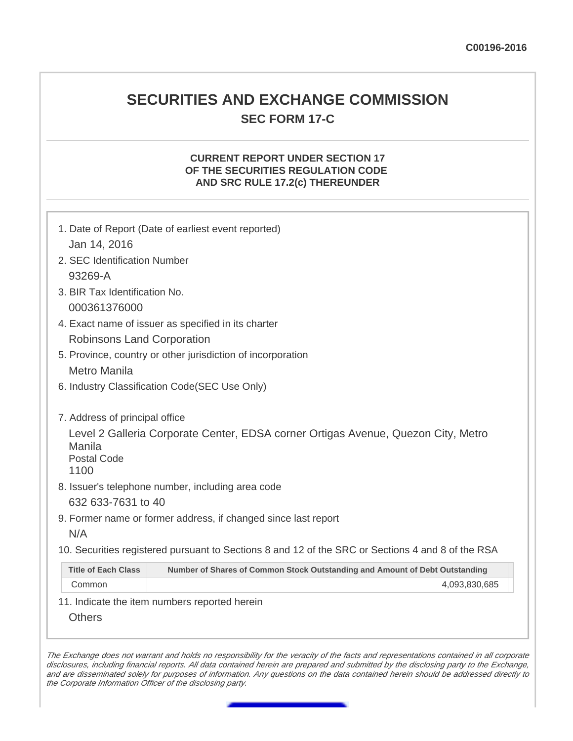C00196-2016

# SECURITIES AND EXCHANGE COMMISSION

## SEC FORM 17-C

### CURRENT REPORT UNDER SECTION 17 OF THE SECURITIES REGULATION CODE AND SRC RULE 17.2(c) THEREUNDER

1. Date of Report (Date of earliest event reported)
   Jan 14, 2016
2. SEC Identification Number
   93269-A
3. BIR Tax Identification No.
   000361376000
4. Exact name of issuer as specified in its charter
   Robinsons Land Corporation
5. Province, country or other jurisdiction of incorporation
   Metro Manila
6. Industry Classification Code(SEC Use Only)

7. Address of principal office
   Level 2 Galleria Corporate Center, EDSA corner Ortigas Avenue, Quezon City, Metro Manila
   Postal Code
   1100
8. Issuer's telephone number, including area code
   632 633-7631 to 40
9. Former name or former address, if changed since last report
   N/A
10. Securities registered pursuant to Sections 8 and 12 of the SRC or Sections 4 and 8 of the RSA

| Title of Each Class | Number of Shares of Common Stock Outstanding and Amount of Debt Outstanding |
|---|---|
| Common | 4,093,830,685 |

11. Indicate the item numbers reported herein
    Others

*The Exchange does not warrant and holds no responsibility for the veracity of the facts and representations contained in all corporate disclosures, including financial reports. All data contained herein are prepared and submitted by the disclosing party to the Exchange, and are disseminated solely for purposes of information. Any questions on the data contained herein should be addressed directly to the Corporate Information Officer of the disclosing party.*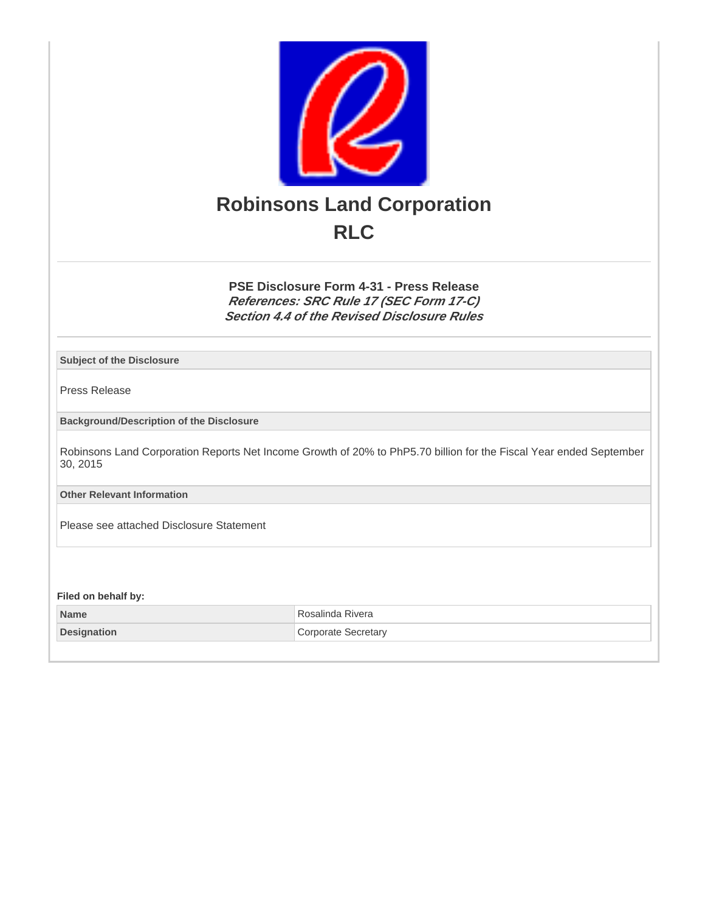# Robinsons Land Corporation

## RLC

### PSE Disclosure Form 4-31 - Press Release

***References: SRC Rule 17 (SEC Form 17-C)***
***Section 4.4 of the Revised Disclosure Rules***

| **Subject of the Disclosure** |
|---|
| Press Release |
| **Background/Description of the Disclosure** |
| Robinsons Land Corporation Reports Net Income Growth of 20% to PhP5.70 billion for the Fiscal Year ended September 30, 2015 |
| **Other Relevant Information** |
| Please see attached Disclosure Statement |

**Filed on behalf by:**

| | |
|---|---|
| **Name** | Rosalinda Rivera |
| **Designation** | Corporate Secretary |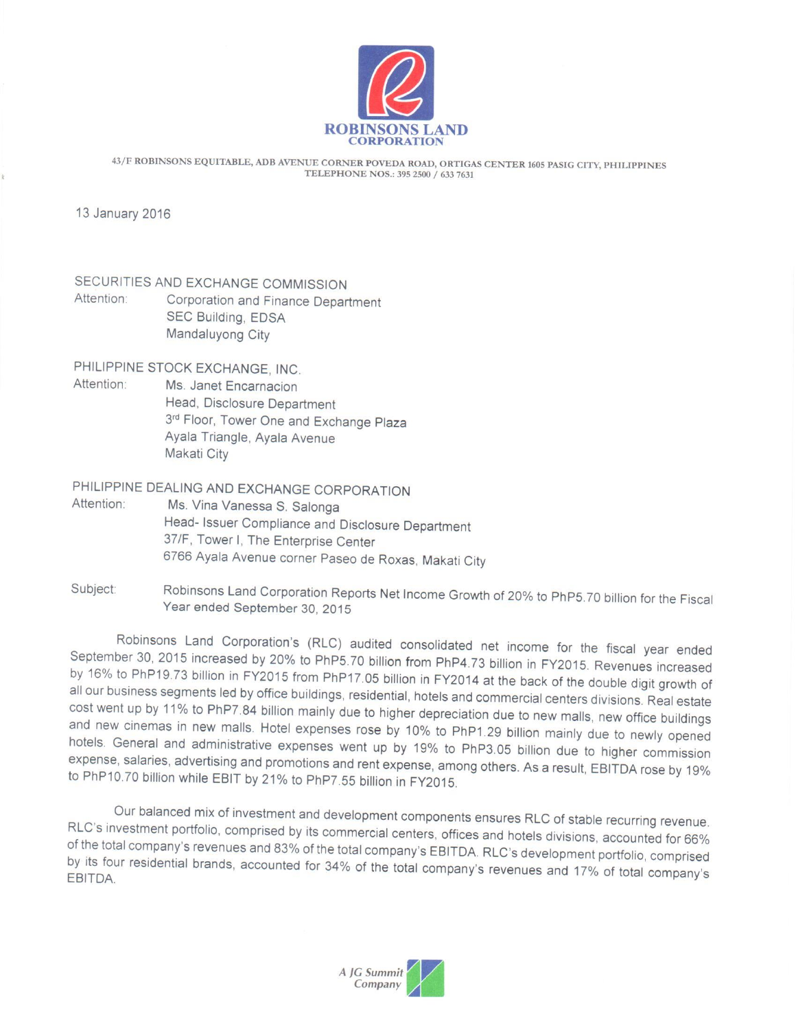**ROBINSONS LAND CORPORATION**

43/F ROBINSONS EQUITABLE, ADB AVENUE CORNER POVEDA ROAD, ORTIGAS CENTER 1605 PASIG CITY, PHILIPPINES
TELEPHONE NOS.: 395 2500 / 633 7631

13 January 2016

SECURITIES AND EXCHANGE COMMISSION
Attention: Corporation and Finance Department
SEC Building, EDSA
Mandaluyong City

PHILIPPINE STOCK EXCHANGE, INC.
Attention: Ms. Janet Encarnacion
Head, Disclosure Department
3rd Floor, Tower One and Exchange Plaza
Ayala Triangle, Ayala Avenue
Makati City

PHILIPPINE DEALING AND EXCHANGE CORPORATION
Attention: Ms. Vina Vanessa S. Salonga
Head- Issuer Compliance and Disclosure Department
37/F, Tower I, The Enterprise Center
6766 Ayala Avenue corner Paseo de Roxas, Makati City

Subject: Robinsons Land Corporation Reports Net Income Growth of 20% to PhP5.70 billion for the Fiscal Year ended September 30, 2015

Robinsons Land Corporation's (RLC) audited consolidated net income for the fiscal year ended September 30, 2015 increased by 20% to PhP5.70 billion from PhP4.73 billion in FY2015. Revenues increased by 16% to PhP19.73 billion in FY2015 from PhP17.05 billion in FY2014 at the back of the double digit growth of all our business segments led by office buildings, residential, hotels and commercial centers divisions. Real estate cost went up by 11% to PhP7.84 billion mainly due to higher depreciation due to new malls, new office buildings and new cinemas in new malls. Hotel expenses rose by 10% to PhP1.29 billion mainly due to newly opened hotels. General and administrative expenses went up by 19% to PhP3.05 billion due to higher commission expense, salaries, advertising and promotions and rent expense, among others. As a result, EBITDA rose by 19% to PhP10.70 billion while EBIT by 21% to PhP7.55 billion in FY2015.

Our balanced mix of investment and development components ensures RLC of stable recurring revenue. RLC's investment portfolio, comprised by its commercial centers, offices and hotels divisions, accounted for 66% of the total company's revenues and 83% of the total company's EBITDA. RLC's development portfolio, comprised by its four residential brands, accounted for 34% of the total company's revenues and 17% of total company's EBITDA.

*A JG Summit Company*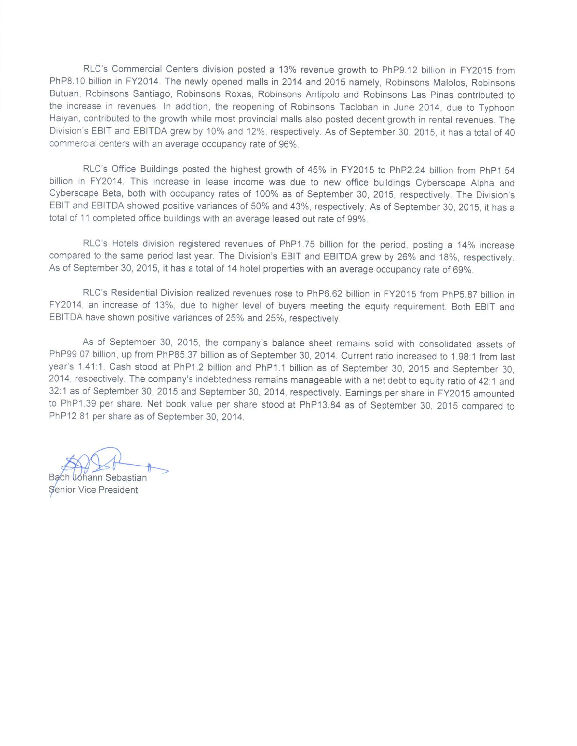RLC's Commercial Centers division posted a 13% revenue growth to PhP9.12 billion in FY2015 from PhP8.10 billion in FY2014. The newly opened malls in 2014 and 2015 namely, Robinsons Malolos, Robinsons Butuan, Robinsons Santiago, Robinsons Roxas, Robinsons Antipolo and Robinsons Las Pinas contributed to the increase in revenues. In addition, the reopening of Robinsons Tacloban in June 2014, due to Typhoon Haiyan, contributed to the growth while most provincial malls also posted decent growth in rental revenues. The Division's EBIT and EBITDA grew by 10% and 12%, respectively. As of September 30, 2015, it has a total of 40 commercial centers with an average occupancy rate of 96%.

RLC's Office Buildings posted the highest growth of 45% in FY2015 to PhP2.24 billion from PhP1.54 billion in FY2014. This increase in lease income was due to new office buildings Cyberscape Alpha and Cyberscape Beta, both with occupancy rates of 100% as of September 30, 2015, respectively. The Division's EBIT and EBITDA showed positive variances of 50% and 43%, respectively. As of September 30, 2015, it has a total of 11 completed office buildings with an average leased out rate of 99%.

RLC's Hotels division registered revenues of PhP1.75 billion for the period, posting a 14% increase compared to the same period last year. The Division's EBIT and EBITDA grew by 26% and 18%, respectively. As of September 30, 2015, it has a total of 14 hotel properties with an average occupancy rate of 69%.

RLC's Residential Division realized revenues rose to PhP6.62 billion in FY2015 from PhP5.87 billion in FY2014, an increase of 13%, due to higher level of buyers meeting the equity requirement. Both EBIT and EBITDA have shown positive variances of 25% and 25%, respectively.

As of September 30, 2015, the company's balance sheet remains solid with consolidated assets of PhP99.07 billion, up from PhP85.37 billion as of September 30, 2014. Current ratio increased to 1.98:1 from last year's 1.41:1. Cash stood at PhP1.2 billion and PhP1.1 billion as of September 30, 2015 and September 30, 2014, respectively. The company's indebtedness remains manageable with a net debt to equity ratio of 42:1 and 32:1 as of September 30, 2015 and September 30, 2014, respectively. Earnings per share in FY2015 amounted to PhP1.39 per share. Net book value per share stood at PhP13.84 as of September 30, 2015 compared to PhP12.81 per share as of September 30, 2014.

Bach Johann Sebastian
Senior Vice President